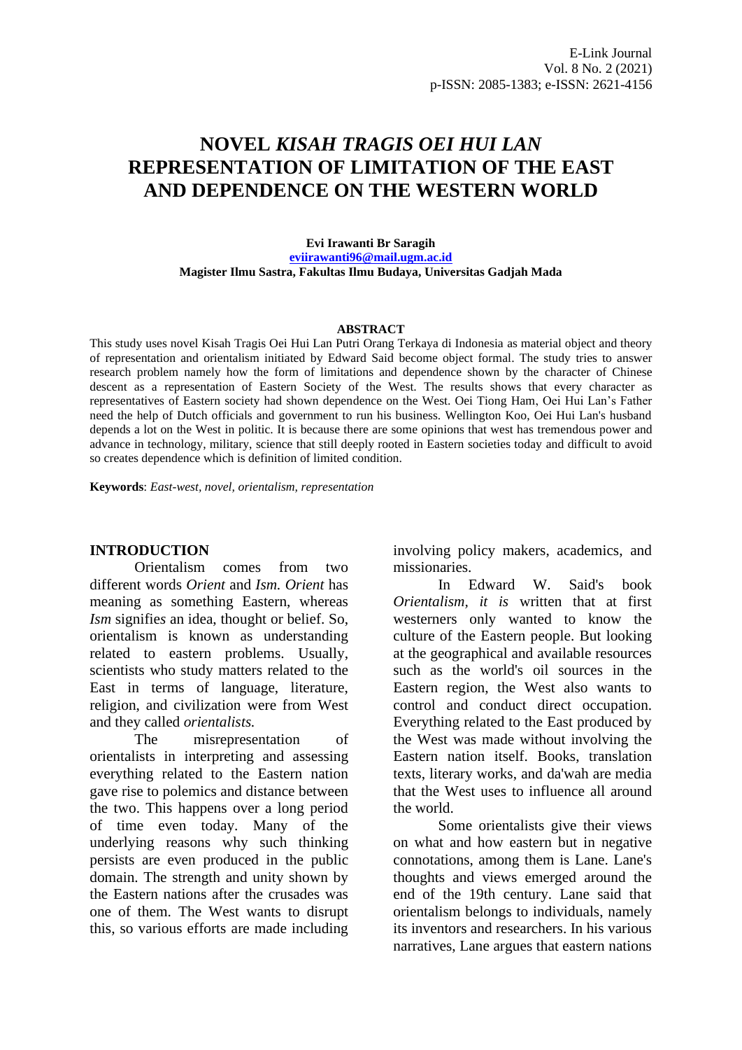# NOVEL *KISAH TRAGIS OEI HUI LAN* REPRESENTATION OF LIMITATION OF THE EAST AND DEPENDENCE ON THE WESTERN WORLD

**Evi Irawanti Br Saragih**
**eviirawanti96@mail.ugm.ac.id**
**Magister Ilmu Sastra, Fakultas Ilmu Budaya, Universitas Gadjah Mada**

## ABSTRACT

This study uses novel Kisah Tragis Oei Hui Lan Putri Orang Terkaya di Indonesia as material object and theory of representation and orientalism initiated by Edward Said become object formal. The study tries to answer research problem namely how the form of limitations and dependence shown by the character of Chinese descent as a representation of Eastern Society of the West. The results shows that every character as representatives of Eastern society had shown dependence on the West. Oei Tiong Ham, Oei Hui Lan's Father need the help of Dutch officials and government to run his business. Wellington Koo, Oei Hui Lan's husband depends a lot on the West in politic. It is because there are some opinions that west has tremendous power and advance in technology, military, science that still deeply rooted in Eastern societies today and difficult to avoid so creates dependence which is definition of limited condition.

**Keywords**: *East-west, novel, orientalism, representation*

## INTRODUCTION

Orientalism comes from two different words *Orient* and *Ism. Orient* has meaning as something Eastern, whereas *Ism* signifies an idea, thought or belief. So, orientalism is known as understanding related to eastern problems. Usually, scientists who study matters related to the East in terms of language, literature, religion, and civilization were from West and they called *orientalists.*

The misrepresentation of orientalists in interpreting and assessing everything related to the Eastern nation gave rise to polemics and distance between the two. This happens over a long period of time even today. Many of the underlying reasons why such thinking persists are even produced in the public domain. The strength and unity shown by the Eastern nations after the crusades was one of them. The West wants to disrupt this, so various efforts are made including involving policy makers, academics, and missionaries.

In Edward W. Said's book *Orientalism, it is* written that at first westerners only wanted to know the culture of the Eastern people. But looking at the geographical and available resources such as the world's oil sources in the Eastern region, the West also wants to control and conduct direct occupation. Everything related to the East produced by the West was made without involving the Eastern nation itself. Books, translation texts, literary works, and da'wah are media that the West uses to influence all around the world.

Some orientalists give their views on what and how eastern but in negative connotations, among them is Lane. Lane's thoughts and views emerged around the end of the 19th century. Lane said that orientalism belongs to individuals, namely its inventors and researchers. In his various narratives, Lane argues that eastern nations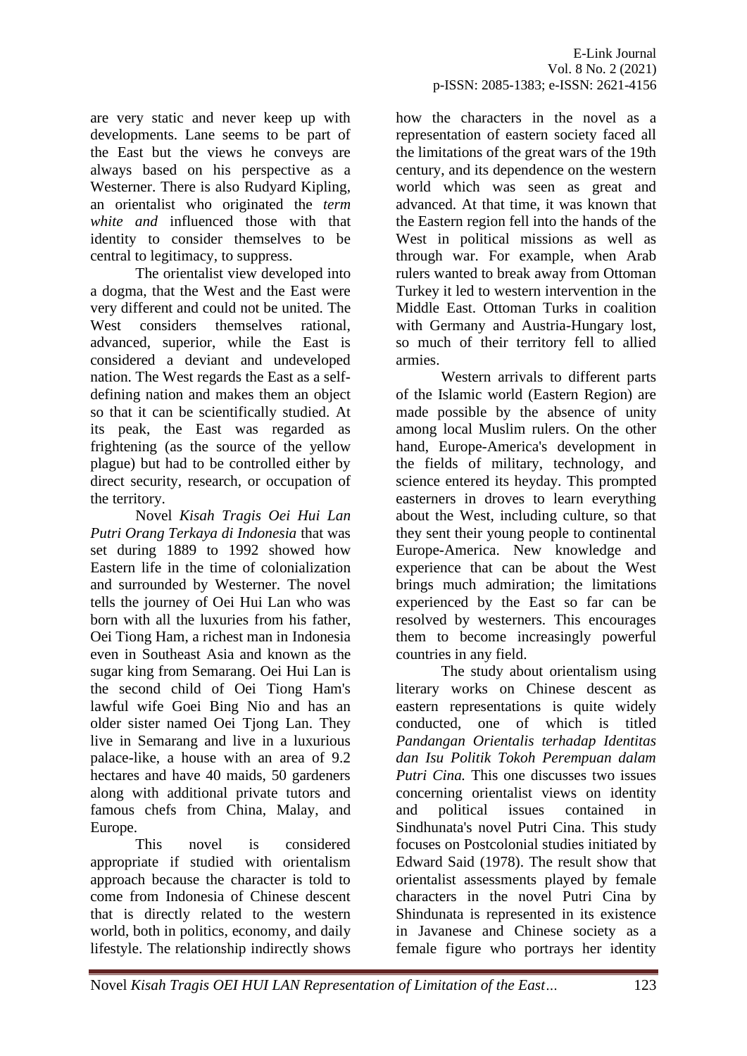are very static and never keep up with developments. Lane seems to be part of the East but the views he conveys are always based on his perspective as a Westerner. There is also Rudyard Kipling, an orientalist who originated the *term white and* influenced those with that identity to consider themselves to be central to legitimacy, to suppress.

The orientalist view developed into a dogma, that the West and the East were very different and could not be united. The West considers themselves rational, advanced, superior, while the East is considered a deviant and undeveloped nation. The West regards the East as a self-defining nation and makes them an object so that it can be scientifically studied. At its peak, the East was regarded as frightening (as the source of the yellow plague) but had to be controlled either by direct security, research, or occupation of the territory.

Novel *Kisah Tragis Oei Hui Lan Putri Orang Terkaya di Indonesia* that was set during 1889 to 1992 showed how Eastern life in the time of colonialization and surrounded by Westerner. The novel tells the journey of Oei Hui Lan who was born with all the luxuries from his father, Oei Tiong Ham, a richest man in Indonesia even in Southeast Asia and known as the sugar king from Semarang. Oei Hui Lan is the second child of Oei Tiong Ham's lawful wife Goei Bing Nio and has an older sister named Oei Tjong Lan. They live in Semarang and live in a luxurious palace-like, a house with an area of 9.2 hectares and have 40 maids, 50 gardeners along with additional private tutors and famous chefs from China, Malay, and Europe.

This novel is considered appropriate if studied with orientalism approach because the character is told to come from Indonesia of Chinese descent that is directly related to the western world, both in politics, economy, and daily lifestyle. The relationship indirectly shows how the characters in the novel as a representation of eastern society faced all the limitations of the great wars of the 19th century, and its dependence on the western world which was seen as great and advanced. At that time, it was known that the Eastern region fell into the hands of the West in political missions as well as through war. For example, when Arab rulers wanted to break away from Ottoman Turkey it led to western intervention in the Middle East. Ottoman Turks in coalition with Germany and Austria-Hungary lost, so much of their territory fell to allied armies.

Western arrivals to different parts of the Islamic world (Eastern Region) are made possible by the absence of unity among local Muslim rulers. On the other hand, Europe-America's development in the fields of military, technology, and science entered its heyday. This prompted easterners in droves to learn everything about the West, including culture, so that they sent their young people to continental Europe-America. New knowledge and experience that can be about the West brings much admiration; the limitations experienced by the East so far can be resolved by westerners. This encourages them to become increasingly powerful countries in any field.

The study about orientalism using literary works on Chinese descent as eastern representations is quite widely conducted, one of which is titled *Pandangan Orientalis terhadap Identitas dan Isu Politik Tokoh Perempuan dalam Putri Cina.* This one discusses two issues concerning orientalist views on identity and political issues contained in Sindhunata's novel Putri Cina. This study focuses on Postcolonial studies initiated by Edward Said (1978). The result show that orientalist assessments played by female characters in the novel Putri Cina by Shindunata is represented in its existence in Javanese and Chinese society as a female figure who portrays her identity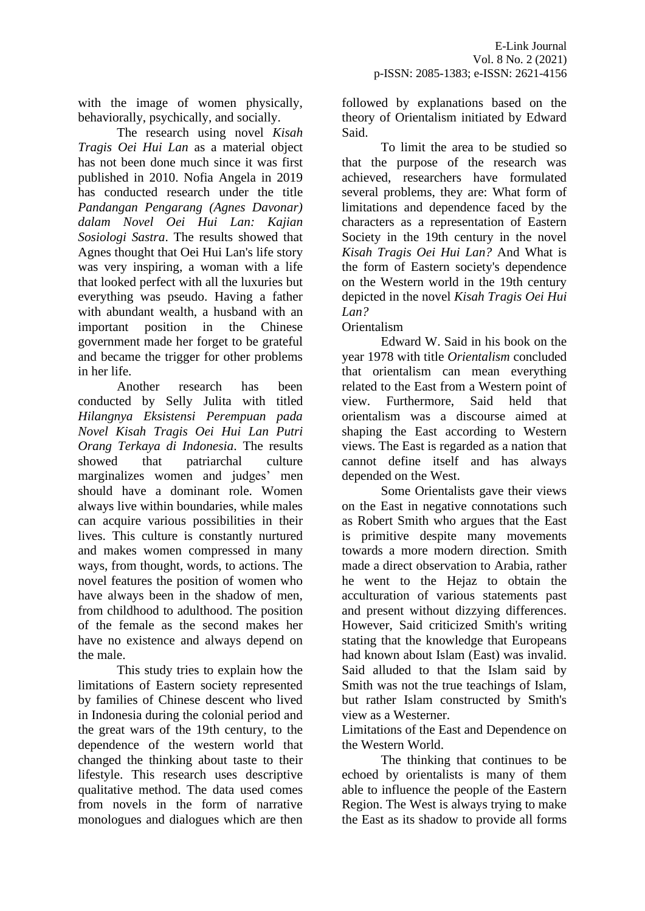with the image of women physically, behaviorally, psychically, and socially.

The research using novel *Kisah Tragis Oei Hui Lan* as a material object has not been done much since it was first published in 2010. Nofia Angela in 2019 has conducted research under the title *Pandangan Pengarang (Agnes Davonar) dalam Novel Oei Hui Lan: Kajian Sosiologi Sastra*. The results showed that Agnes thought that Oei Hui Lan's life story was very inspiring, a woman with a life that looked perfect with all the luxuries but everything was pseudo. Having a father with abundant wealth, a husband with an important position in the Chinese government made her forget to be grateful and became the trigger for other problems in her life.

Another research has been conducted by Selly Julita with titled *Hilangnya Eksistensi Perempuan pada Novel Kisah Tragis Oei Hui Lan Putri Orang Terkaya di Indonesia*. The results showed that patriarchal culture marginalizes women and judges' men should have a dominant role. Women always live within boundaries, while males can acquire various possibilities in their lives. This culture is constantly nurtured and makes women compressed in many ways, from thought, words, to actions. The novel features the position of women who have always been in the shadow of men, from childhood to adulthood. The position of the female as the second makes her have no existence and always depend on the male.

This study tries to explain how the limitations of Eastern society represented by families of Chinese descent who lived in Indonesia during the colonial period and the great wars of the 19th century, to the dependence of the western world that changed the thinking about taste to their lifestyle. This research uses descriptive qualitative method. The data used comes from novels in the form of narrative monologues and dialogues which are then followed by explanations based on the theory of Orientalism initiated by Edward Said.

To limit the area to be studied so that the purpose of the research was achieved, researchers have formulated several problems, they are: What form of limitations and dependence faced by the characters as a representation of Eastern Society in the 19th century in the novel *Kisah Tragis Oei Hui Lan?* And What is the form of Eastern society's dependence on the Western world in the 19th century depicted in the novel *Kisah Tragis Oei Hui Lan?*

Orientalism

Edward W. Said in his book on the year 1978 with title *Orientalism* concluded that orientalism can mean everything related to the East from a Western point of view. Furthermore, Said held that orientalism was a discourse aimed at shaping the East according to Western views. The East is regarded as a nation that cannot define itself and has always depended on the West.

Some Orientalists gave their views on the East in negative connotations such as Robert Smith who argues that the East is primitive despite many movements towards a more modern direction. Smith made a direct observation to Arabia, rather he went to the Hejaz to obtain the acculturation of various statements past and present without dizzying differences. However, Said criticized Smith's writing stating that the knowledge that Europeans had known about Islam (East) was invalid. Said alluded to that the Islam said by Smith was not the true teachings of Islam, but rather Islam constructed by Smith's view as a Westerner.

Limitations of the East and Dependence on the Western World.

The thinking that continues to be echoed by orientalists is many of them able to influence the people of the Eastern Region. The West is always trying to make the East as its shadow to provide all forms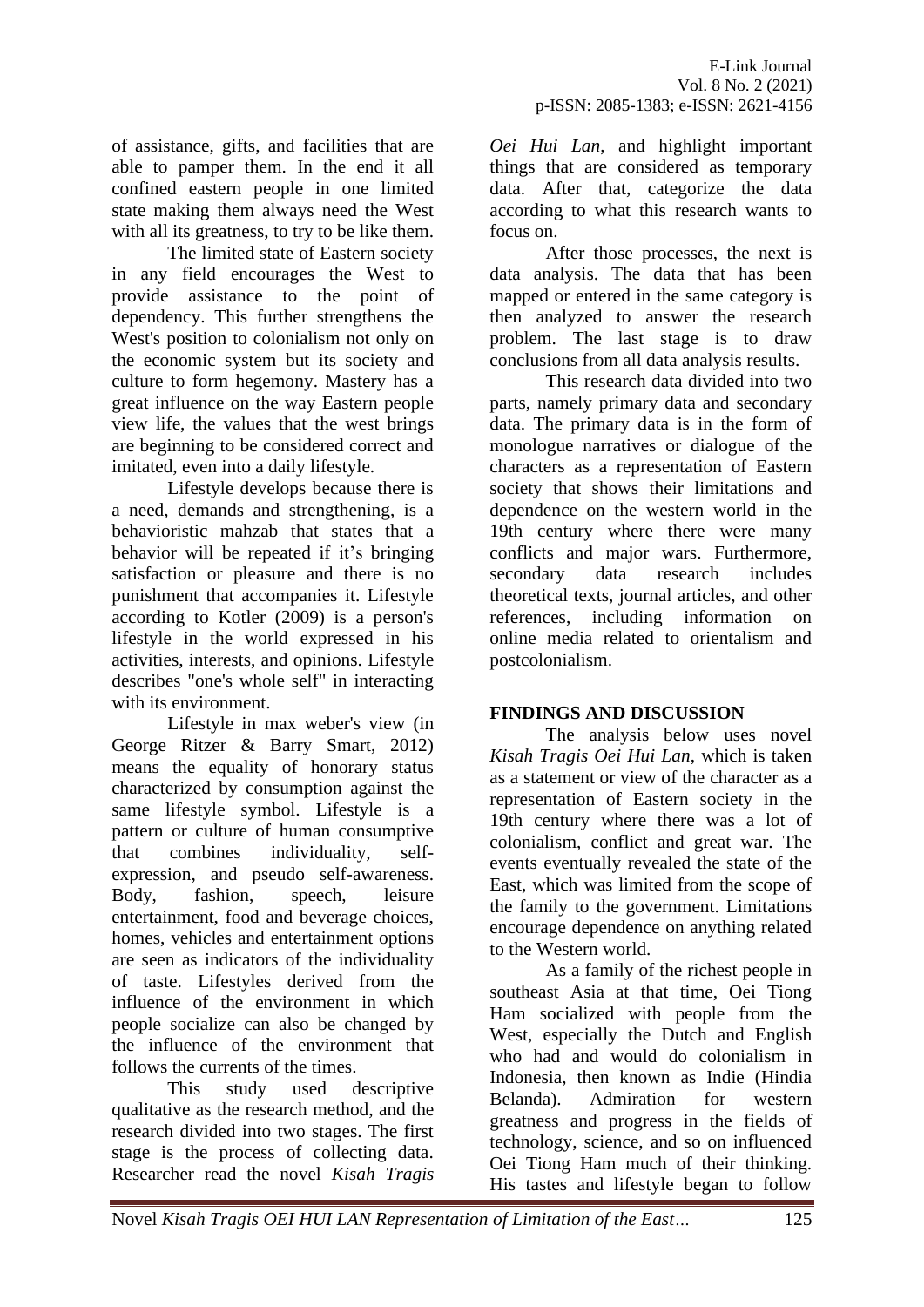of assistance, gifts, and facilities that are able to pamper them. In the end it all confined eastern people in one limited state making them always need the West with all its greatness, to try to be like them.

The limited state of Eastern society in any field encourages the West to provide assistance to the point of dependency. This further strengthens the West's position to colonialism not only on the economic system but its society and culture to form hegemony. Mastery has a great influence on the way Eastern people view life, the values that the west brings are beginning to be considered correct and imitated, even into a daily lifestyle.

Lifestyle develops because there is a need, demands and strengthening, is a behavioristic mahzab that states that a behavior will be repeated if it's bringing satisfaction or pleasure and there is no punishment that accompanies it. Lifestyle according to Kotler (2009) is a person's lifestyle in the world expressed in his activities, interests, and opinions. Lifestyle describes "one's whole self" in interacting with its environment.

Lifestyle in max weber's view (in George Ritzer & Barry Smart, 2012) means the equality of honorary status characterized by consumption against the same lifestyle symbol. Lifestyle is a pattern or culture of human consumptive that combines individuality, self-expression, and pseudo self-awareness. Body, fashion, speech, leisure entertainment, food and beverage choices, homes, vehicles and entertainment options are seen as indicators of the individuality of taste. Lifestyles derived from the influence of the environment in which people socialize can also be changed by the influence of the environment that follows the currents of the times.

This study used descriptive qualitative as the research method, and the research divided into two stages. The first stage is the process of collecting data. Researcher read the novel *Kisah Tragis Oei Hui Lan*, and highlight important things that are considered as temporary data. After that, categorize the data according to what this research wants to focus on.

After those processes, the next is data analysis. The data that has been mapped or entered in the same category is then analyzed to answer the research problem. The last stage is to draw conclusions from all data analysis results.

This research data divided into two parts, namely primary data and secondary data. The primary data is in the form of monologue narratives or dialogue of the characters as a representation of Eastern society that shows their limitations and dependence on the western world in the 19th century where there were many conflicts and major wars. Furthermore, secondary data research includes theoretical texts, journal articles, and other references, including information on online media related to orientalism and postcolonialism.

## FINDINGS AND DISCUSSION

The analysis below uses novel *Kisah Tragis Oei Hui Lan*, which is taken as a statement or view of the character as a representation of Eastern society in the 19th century where there was a lot of colonialism, conflict and great war. The events eventually revealed the state of the East, which was limited from the scope of the family to the government. Limitations encourage dependence on anything related to the Western world.

As a family of the richest people in southeast Asia at that time, Oei Tiong Ham socialized with people from the West, especially the Dutch and English who had and would do colonialism in Indonesia, then known as Indie (Hindia Belanda). Admiration for western greatness and progress in the fields of technology, science, and so on influenced Oei Tiong Ham much of their thinking. His tastes and lifestyle began to follow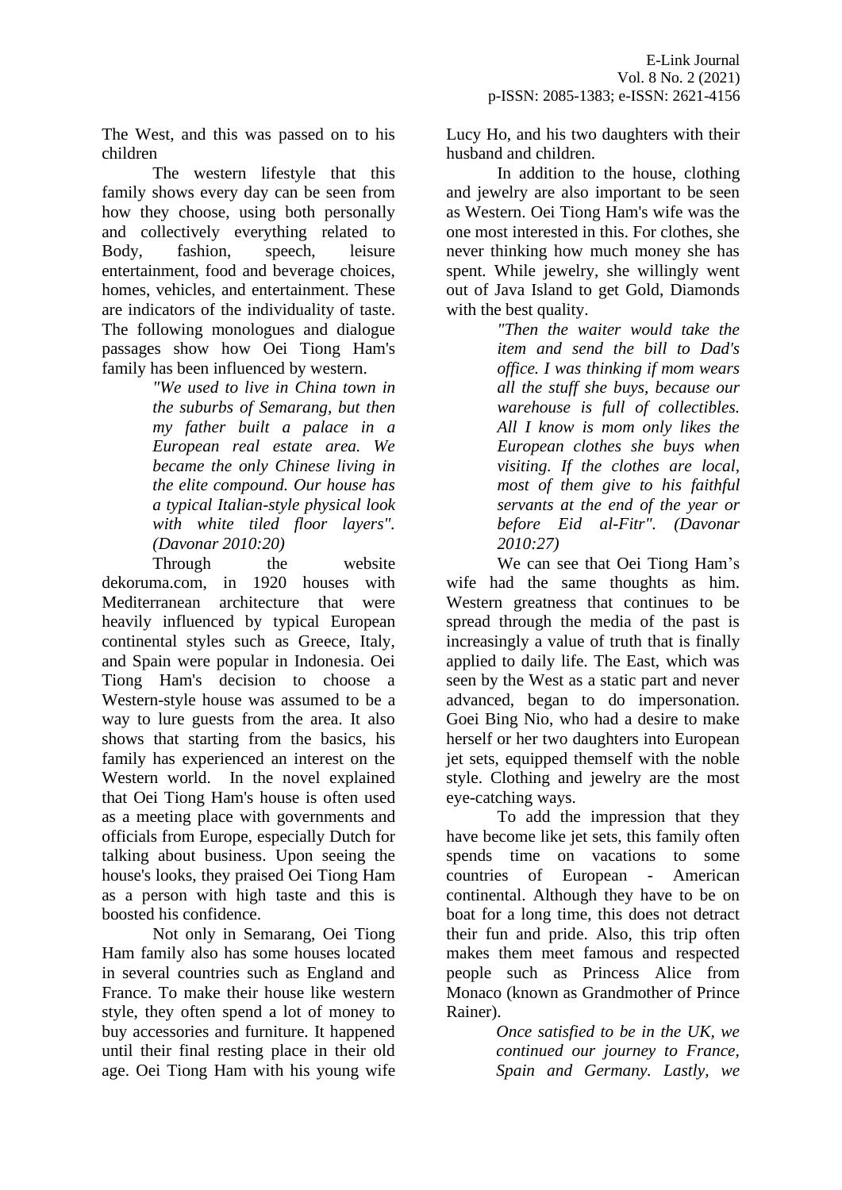The West, and this was passed on to his children

The western lifestyle that this family shows every day can be seen from how they choose, using both personally and collectively everything related to Body, fashion, speech, leisure entertainment, food and beverage choices, homes, vehicles, and entertainment. These are indicators of the individuality of taste. The following monologues and dialogue passages show how Oei Tiong Ham's family has been influenced by western.

> *"We used to live in China town in the suburbs of Semarang, but then my father built a palace in a European real estate area. We became the only Chinese living in the elite compound. Our house has a typical Italian-style physical look with white tiled floor layers". (Davonar 2010:20)*

Through the website dekoruma.com, in 1920 houses with Mediterranean architecture that were heavily influenced by typical European continental styles such as Greece, Italy, and Spain were popular in Indonesia. Oei Tiong Ham's decision to choose a Western-style house was assumed to be a way to lure guests from the area. It also shows that starting from the basics, his family has experienced an interest on the Western world. In the novel explained that Oei Tiong Ham's house is often used as a meeting place with governments and officials from Europe, especially Dutch for talking about business. Upon seeing the house's looks, they praised Oei Tiong Ham as a person with high taste and this is boosted his confidence.

Not only in Semarang, Oei Tiong Ham family also has some houses located in several countries such as England and France. To make their house like western style, they often spend a lot of money to buy accessories and furniture. It happened until their final resting place in their old age. Oei Tiong Ham with his young wife Lucy Ho, and his two daughters with their husband and children.

In addition to the house, clothing and jewelry are also important to be seen as Western. Oei Tiong Ham's wife was the one most interested in this. For clothes, she never thinking how much money she has spent. While jewelry, she willingly went out of Java Island to get Gold, Diamonds with the best quality.

> *"Then the waiter would take the item and send the bill to Dad's office. I was thinking if mom wears all the stuff she buys, because our warehouse is full of collectibles. All I know is mom only likes the European clothes she buys when visiting. If the clothes are local, most of them give to his faithful servants at the end of the year or before Eid al-Fitr". (Davonar 2010:27)*

We can see that Oei Tiong Ham's wife had the same thoughts as him. Western greatness that continues to be spread through the media of the past is increasingly a value of truth that is finally applied to daily life. The East, which was seen by the West as a static part and never advanced, began to do impersonation. Goei Bing Nio, who had a desire to make herself or her two daughters into European jet sets, equipped themself with the noble style. Clothing and jewelry are the most eye-catching ways.

To add the impression that they have become like jet sets, this family often spends time on vacations to some countries of European - American continental. Although they have to be on boat for a long time, this does not detract their fun and pride. Also, this trip often makes them meet famous and respected people such as Princess Alice from Monaco (known as Grandmother of Prince Rainer).

> *Once satisfied to be in the UK, we continued our journey to France, Spain and Germany. Lastly, we*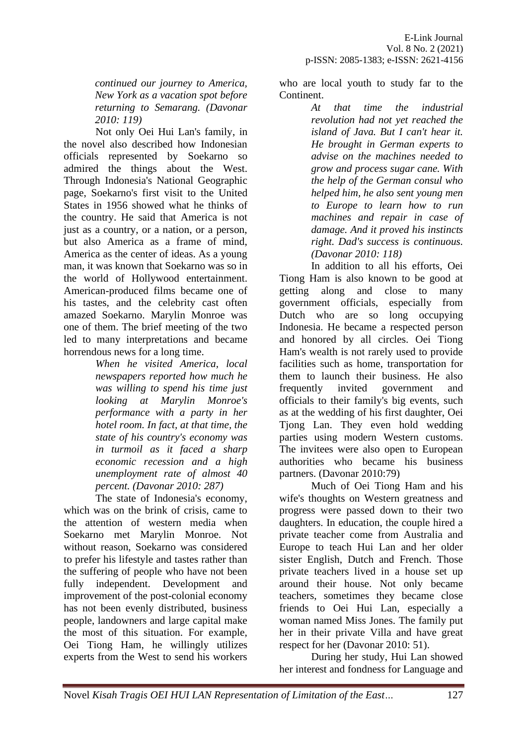> *continued our journey to America, New York as a vacation spot before returning to Semarang. (Davonar 2010: 119)*

Not only Oei Hui Lan's family, in the novel also described how Indonesian officials represented by Soekarno so admired the things about the West. Through Indonesia's National Geographic page, Soekarno's first visit to the United States in 1956 showed what he thinks of the country. He said that America is not just as a country, or a nation, or a person, but also America as a frame of mind, America as the center of ideas. As a young man, it was known that Soekarno was so in the world of Hollywood entertainment. American-produced films became one of his tastes, and the celebrity cast often amazed Soekarno. Marylin Monroe was one of them. The brief meeting of the two led to many interpretations and became horrendous news for a long time.

> *When he visited America, local newspapers reported how much he was willing to spend his time just looking at Marylin Monroe's performance with a party in her hotel room. In fact, at that time, the state of his country's economy was in turmoil as it faced a sharp economic recession and a high unemployment rate of almost 40 percent. (Davonar 2010: 287)*

The state of Indonesia's economy, which was on the brink of crisis, came to the attention of western media when Soekarno met Marylin Monroe. Not without reason, Soekarno was considered to prefer his lifestyle and tastes rather than the suffering of people who have not been fully independent. Development and improvement of the post-colonial economy has not been evenly distributed, business people, landowners and large capital make the most of this situation. For example, Oei Tiong Ham, he willingly utilizes experts from the West to send his workers who are local youth to study far to the Continent.

> *At that time the industrial revolution had not yet reached the island of Java. But I can't hear it. He brought in German experts to advise on the machines needed to grow and process sugar cane. With the help of the German consul who helped him, he also sent young men to Europe to learn how to run machines and repair in case of damage. And it proved his instincts right. Dad's success is continuous. (Davonar 2010: 118)*

In addition to all his efforts, Oei Tiong Ham is also known to be good at getting along and close to many government officials, especially from Dutch who are so long occupying Indonesia. He became a respected person and honored by all circles. Oei Tiong Ham's wealth is not rarely used to provide facilities such as home, transportation for them to launch their business. He also frequently invited government and officials to their family's big events, such as at the wedding of his first daughter, Oei Tjong Lan. They even hold wedding parties using modern Western customs. The invitees were also open to European authorities who became his business partners. (Davonar 2010:79)

Much of Oei Tiong Ham and his wife's thoughts on Western greatness and progress were passed down to their two daughters. In education, the couple hired a private teacher come from Australia and Europe to teach Hui Lan and her older sister English, Dutch and French. Those private teachers lived in a house set up around their house. Not only became teachers, sometimes they became close friends to Oei Hui Lan, especially a woman named Miss Jones. The family put her in their private Villa and have great respect for her (Davonar 2010: 51).

During her study, Hui Lan showed her interest and fondness for Language and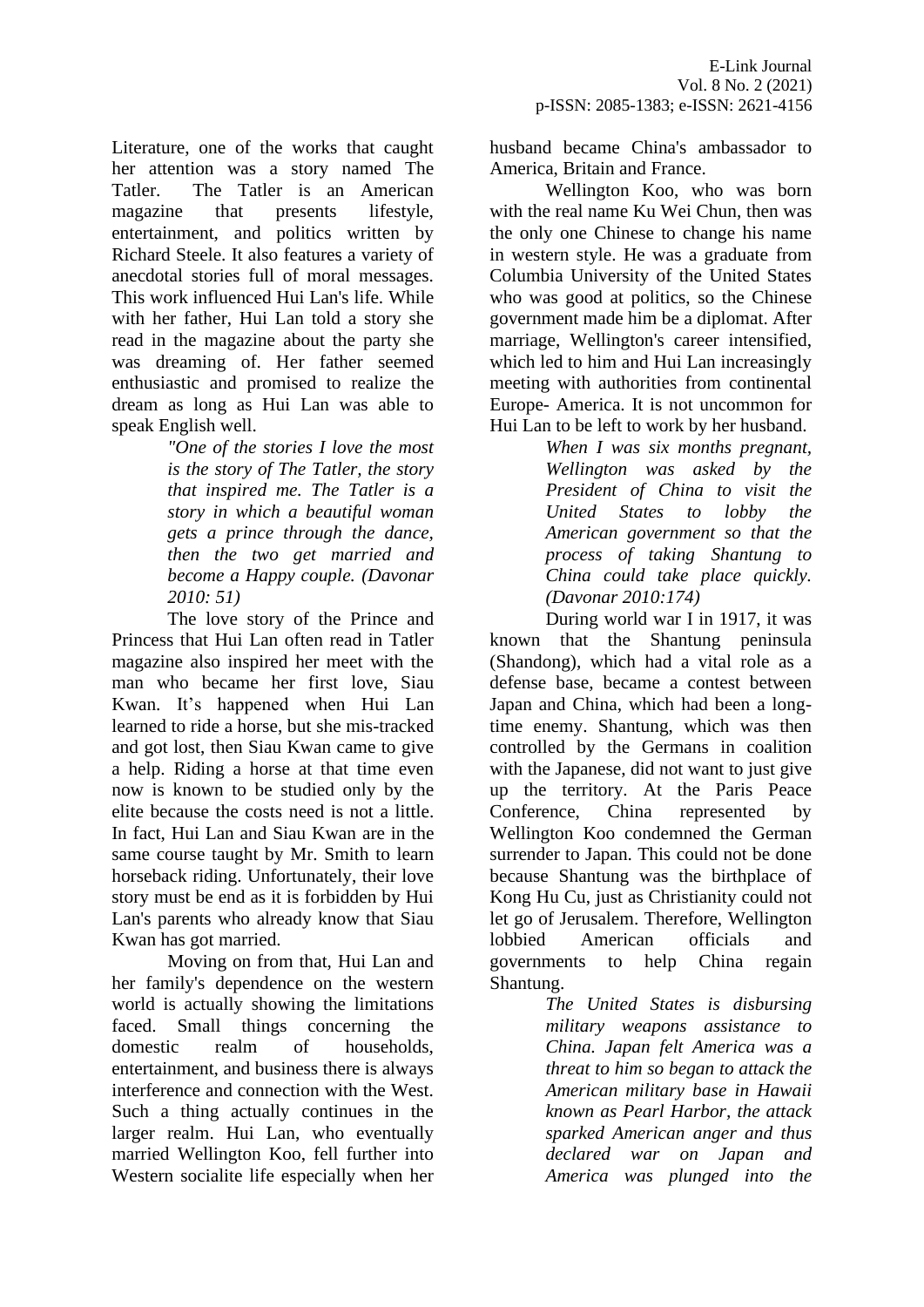Literature, one of the works that caught her attention was a story named The Tatler. The Tatler is an American magazine that presents lifestyle, entertainment, and politics written by Richard Steele. It also features a variety of anecdotal stories full of moral messages. This work influenced Hui Lan's life. While with her father, Hui Lan told a story she read in the magazine about the party she was dreaming of. Her father seemed enthusiastic and promised to realize the dream as long as Hui Lan was able to speak English well.

> *"One of the stories I love the most is the story of The Tatler, the story that inspired me. The Tatler is a story in which a beautiful woman gets a prince through the dance, then the two get married and become a Happy couple. (Davonar 2010: 51)*

The love story of the Prince and Princess that Hui Lan often read in Tatler magazine also inspired her meet with the man who became her first love, Siau Kwan. It's happened when Hui Lan learned to ride a horse, but she mis-tracked and got lost, then Siau Kwan came to give a help. Riding a horse at that time even now is known to be studied only by the elite because the costs need is not a little. In fact, Hui Lan and Siau Kwan are in the same course taught by Mr. Smith to learn horseback riding. Unfortunately, their love story must be end as it is forbidden by Hui Lan's parents who already know that Siau Kwan has got married.

Moving on from that, Hui Lan and her family's dependence on the western world is actually showing the limitations faced. Small things concerning the domestic realm of households, entertainment, and business there is always interference and connection with the West. Such a thing actually continues in the larger realm. Hui Lan, who eventually married Wellington Koo, fell further into Western socialite life especially when her husband became China's ambassador to America, Britain and France.

Wellington Koo, who was born with the real name Ku Wei Chun, then was the only one Chinese to change his name in western style. He was a graduate from Columbia University of the United States who was good at politics, so the Chinese government made him be a diplomat. After marriage, Wellington's career intensified, which led to him and Hui Lan increasingly meeting with authorities from continental Europe- America. It is not uncommon for Hui Lan to be left to work by her husband.

> *When I was six months pregnant, Wellington was asked by the President of China to visit the United States to lobby the American government so that the process of taking Shantung to China could take place quickly. (Davonar 2010:174)*

During world war I in 1917, it was known that the Shantung peninsula (Shandong), which had a vital role as a defense base, became a contest between Japan and China, which had been a long-time enemy. Shantung, which was then controlled by the Germans in coalition with the Japanese, did not want to just give up the territory. At the Paris Peace Conference, China represented by Wellington Koo condemned the German surrender to Japan. This could not be done because Shantung was the birthplace of Kong Hu Cu, just as Christianity could not let go of Jerusalem. Therefore, Wellington lobbied American officials and governments to help China regain Shantung.

> *The United States is disbursing military weapons assistance to China. Japan felt America was a threat to him so began to attack the American military base in Hawaii known as Pearl Harbor, the attack sparked American anger and thus declared war on Japan and America was plunged into the*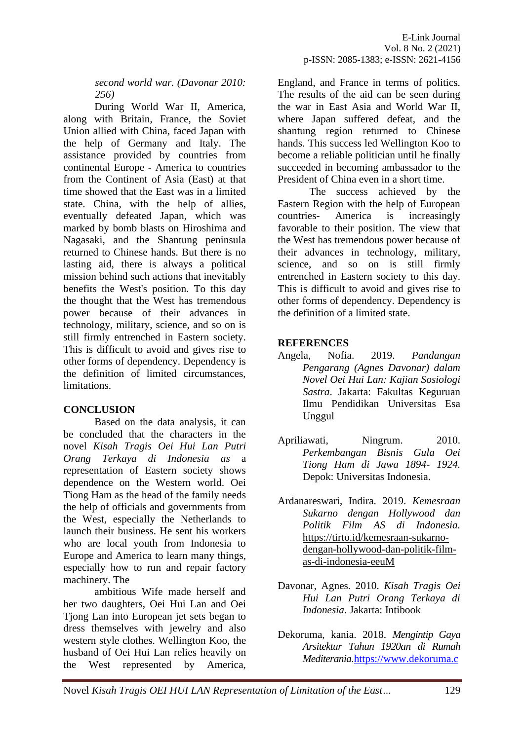*second world war. (Davonar 2010: 256)*

During World War II, America, along with Britain, France, the Soviet Union allied with China, faced Japan with the help of Germany and Italy. The assistance provided by countries from continental Europe - America to countries from the Continent of Asia (East) at that time showed that the East was in a limited state. China, with the help of allies, eventually defeated Japan, which was marked by bomb blasts on Hiroshima and Nagasaki, and the Shantung peninsula returned to Chinese hands. But there is no lasting aid, there is always a political mission behind such actions that inevitably benefits the West's position. To this day the thought that the West has tremendous power because of their advances in technology, military, science, and so on is still firmly entrenched in Eastern society. This is difficult to avoid and gives rise to other forms of dependency. Dependency is the definition of limited circumstances, limitations.

## CONCLUSION

Based on the data analysis, it can be concluded that the characters in the novel *Kisah Tragis Oei Hui Lan Putri Orang Terkaya di Indonesia as* a representation of Eastern society shows dependence on the Western world. Oei Tiong Ham as the head of the family needs the help of officials and governments from the West, especially the Netherlands to launch their business. He sent his workers who are local youth from Indonesia to Europe and America to learn many things, especially how to run and repair factory machinery. The

ambitious Wife made herself and her two daughters, Oei Hui Lan and Oei Tjong Lan into European jet sets began to dress themselves with jewelry and also western style clothes. Wellington Koo, the husband of Oei Hui Lan relies heavily on the West represented by America, England, and France in terms of politics. The results of the aid can be seen during the war in East Asia and World War II, where Japan suffered defeat, and the shantung region returned to Chinese hands. This success led Wellington Koo to become a reliable politician until he finally succeeded in becoming ambassador to the President of China even in a short time.

The success achieved by the Eastern Region with the help of European countries- America is increasingly favorable to their position. The view that the West has tremendous power because of their advances in technology, military, science, and so on is still firmly entrenched in Eastern society to this day. This is difficult to avoid and gives rise to other forms of dependency. Dependency is the definition of a limited state.

## REFERENCES

Angela, Nofia. 2019. *Pandangan Pengarang (Agnes Davonar) dalam Novel Oei Hui Lan: Kajian Sosiologi Sastra*. Jakarta: Fakultas Keguruan Ilmu Pendidikan Universitas Esa Unggul

Apriliawati, Ningrum. 2010. *Perkembangan Bisnis Gula Oei Tiong Ham di Jawa 1894- 1924.* Depok: Universitas Indonesia.

Ardanareswari, Indira. 2019. *Kemesraan Sukarno dengan Hollywood dan Politik Film AS di Indonesia.* https://tirto.id/kemesraan-sukarno-dengan-hollywood-dan-politik-film-as-di-indonesia-eeuM

Davonar, Agnes. 2010. *Kisah Tragis Oei Hui Lan Putri Orang Terkaya di Indonesia*. Jakarta: Intibook

Dekoruma, kania. 2018. *Mengintip Gaya Arsitektur Tahun 1920an di Rumah Mediterania.*https://www.dekoruma.c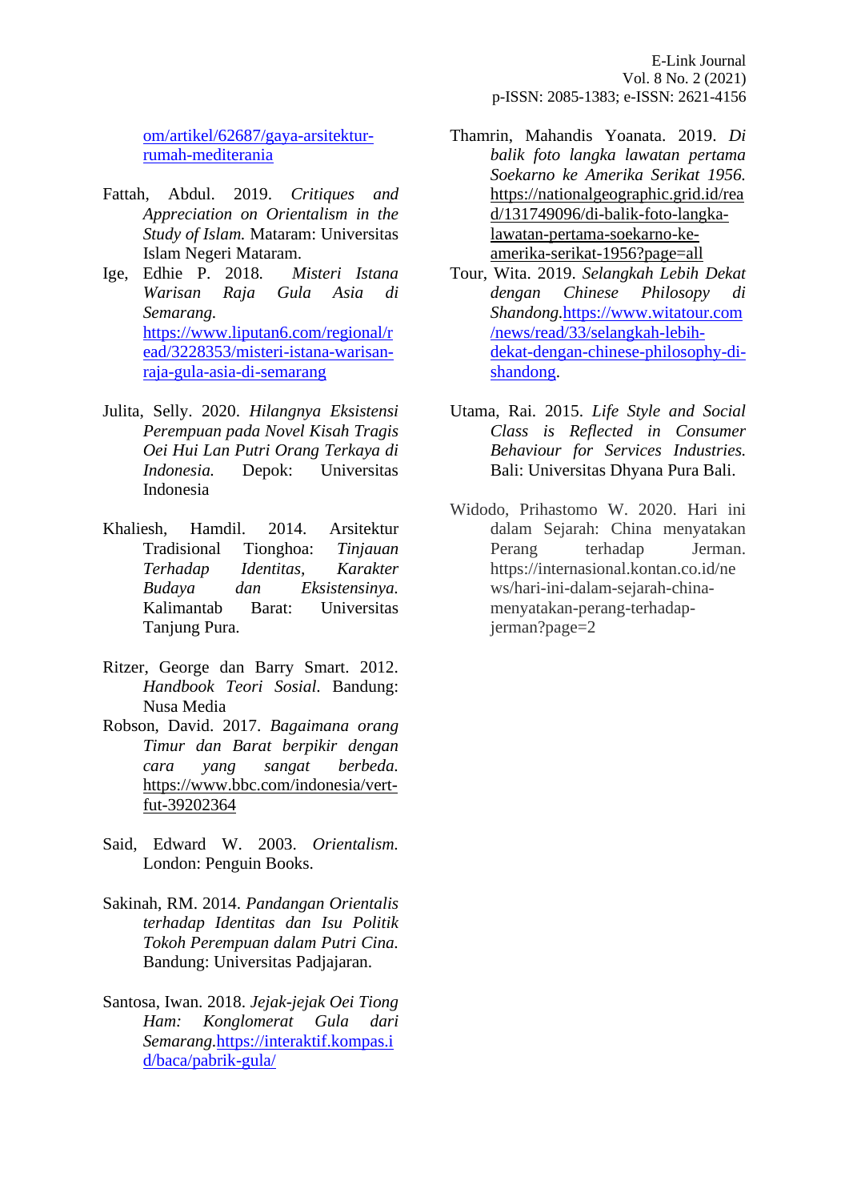om/artikel/62687/gaya-arsitektur-rumah-mediterania

Fattah, Abdul. 2019. *Critiques and Appreciation on Orientalism in the Study of Islam.* Mataram: Universitas Islam Negeri Mataram.

Ige, Edhie P. 2018. *Misteri Istana Warisan Raja Gula Asia di Semarang.* https://www.liputan6.com/regional/read/3228353/misteri-istana-warisan-raja-gula-asia-di-semarang

Julita, Selly. 2020. *Hilangnya Eksistensi Perempuan pada Novel Kisah Tragis Oei Hui Lan Putri Orang Terkaya di Indonesia.* Depok: Universitas Indonesia

Khaliesh, Hamdil. 2014. Arsitektur Tradisional Tionghoa: *Tinjauan Terhadap Identitas, Karakter Budaya dan Eksistensinya.* Kalimantab Barat: Universitas Tanjung Pura.

Ritzer, George dan Barry Smart. 2012. *Handbook Teori Sosial*. Bandung: Nusa Media

Robson, David. 2017. *Bagaimana orang Timur dan Barat berpikir dengan cara yang sangat berbeda.* https://www.bbc.com/indonesia/vert-fut-39202364

Said, Edward W. 2003. *Orientalism.* London: Penguin Books.

Sakinah, RM. 2014. *Pandangan Orientalis terhadap Identitas dan Isu Politik Tokoh Perempuan dalam Putri Cina.* Bandung: Universitas Padjajaran.

Santosa, Iwan. 2018. *Jejak-jejak Oei Tiong Ham: Konglomerat Gula dari Semarang.*https://interaktif.kompas.id/baca/pabrik-gula/

Thamrin, Mahandis Yoanata. 2019. *Di balik foto langka lawatan pertama Soekarno ke Amerika Serikat 1956.* https://nationalgeographic.grid.id/read/131749096/di-balik-foto-langka-lawatan-pertama-soekarno-ke-amerika-serikat-1956?page=all

Tour, Wita. 2019. *Selangkah Lebih Dekat dengan Chinese Philosopy di Shandong.*https://www.witatour.com/news/read/33/selangkah-lebih-dekat-dengan-chinese-philosophy-di-shandong.

Utama, Rai. 2015. *Life Style and Social Class is Reflected in Consumer Behaviour for Services Industries.* Bali: Universitas Dhyana Pura Bali.

Widodo, Prihastomo W. 2020. Hari ini dalam Sejarah: China menyatakan Perang terhadap Jerman. https://internasional.kontan.co.id/news/hari-ini-dalam-sejarah-china-menyatakan-perang-terhadap-jerman?page=2